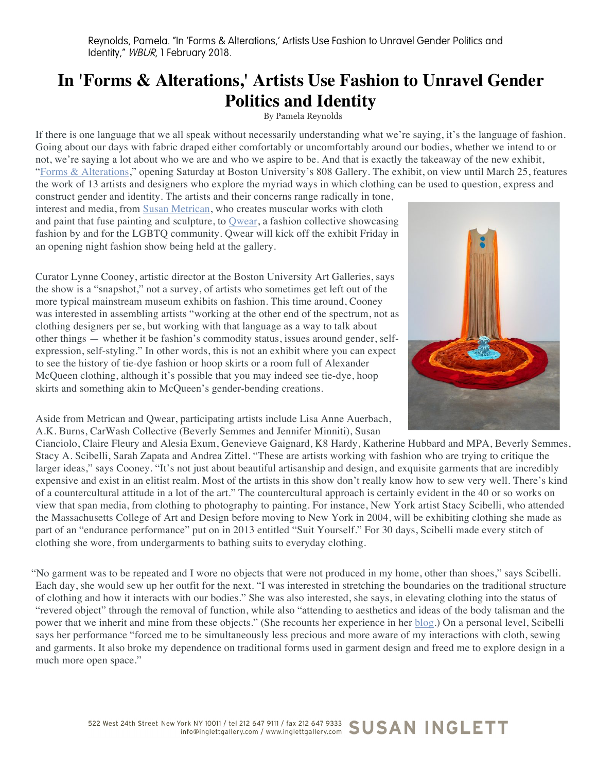Reynolds, Pamela. "In 'Forms & Alterations,' Artists Use Fashion to Unravel Gender Politics and Identity," *WBUR*, 1 February 2018.

# In 'Forms & Alterations,' Artists Use Fashion to Unravel Gender Politics and Identity

By Pamela Reynolds

If there is one language that we all speak without necessarily understanding what we're saying, it's the language of fashion. Going about our days with fabric draped either comfortably or uncomfortably around our bodies, whether we intend to or not, we're saying a lot about who we are and who we aspire to be. And that is exactly the takeaway of the new exhibit, "Forms & Alterations," opening Saturday at Boston University's 808 Gallery. The exhibit, on view until March 25, features the work of 13 artists and designers who explore the myriad ways in which clothing can be used to question, express and construct gender and identity. The artists and their concerns range radically in tone, interest and media, from Susan Metrican, who creates muscular works with cloth and paint that fuse painting and sculpture, to Qwear, a fashion collective showcasing fashion by and for the LGBTQ community. Qwear will kick off the exhibit Friday in an opening night fashion show being held at the gallery.

Curator Lynne Cooney, artistic director at the Boston University Art Galleries, says the show is a "snapshot," not a survey, of artists who sometimes get left out of the more typical mainstream museum exhibits on fashion. This time around, Cooney was interested in assembling artists "working at the other end of the spectrum, not as clothing designers per se, but working with that language as a way to talk about other things — whether it be fashion's commodity status, issues around gender, self-expression, self-styling." In other words, this is not an exhibit where you can expect to see the history of tie-dye fashion or hoop skirts or a room full of Alexander McQueen clothing, although it's possible that you may indeed see tie-dye, hoop skirts and something akin to McQueen's gender-bending creations.

Aside from Metrican and Qwear, participating artists include Lisa Anne Auerbach, A.K. Burns, CarWash Collective (Beverly Semmes and Jennifer Minniti), Susan Cianciolo, Claire Fleury and Alesia Exum, Genevieve Gaignard, K8 Hardy, Katherine Hubbard and MPA, Beverly Semmes, Stacy A. Scibelli, Sarah Zapata and Andrea Zittel. "These are artists working with fashion who are trying to critique the larger ideas," says Cooney. "It's not just about beautiful artisanship and design, and exquisite garments that are incredibly expensive and exist in an elitist realm. Most of the artists in this show don't really know how to sew very well. There's kind of a countercultural attitude in a lot of the art." The countercultural approach is certainly evident in the 40 or so works on view that span media, from clothing to photography to painting. For instance, New York artist Stacy Scibelli, who attended the Massachusetts College of Art and Design before moving to New York in 2004, will be exhibiting clothing she made as part of an "endurance performance" put on in 2013 entitled "Suit Yourself." For 30 days, Scibelli made every stitch of clothing she wore, from undergarments to bathing suits to everyday clothing.

"No garment was to be repeated and I wore no objects that were not produced in my home, other than shoes," says Scibelli. Each day, she would sew up her outfit for the next. "I was interested in stretching the boundaries on the traditional structure of clothing and how it interacts with our bodies." She was also interested, she says, in elevating clothing into the status of "revered object" through the removal of function, while also "attending to aesthetics and ideas of the body talisman and the power that we inherit and mine from these objects." (She recounts her experience in her blog.) On a personal level, Scibelli says her performance "forced me to be simultaneously less precious and more aware of my interactions with cloth, sewing and garments. It also broke my dependence on traditional forms used in garment design and freed me to explore design in a much more open space."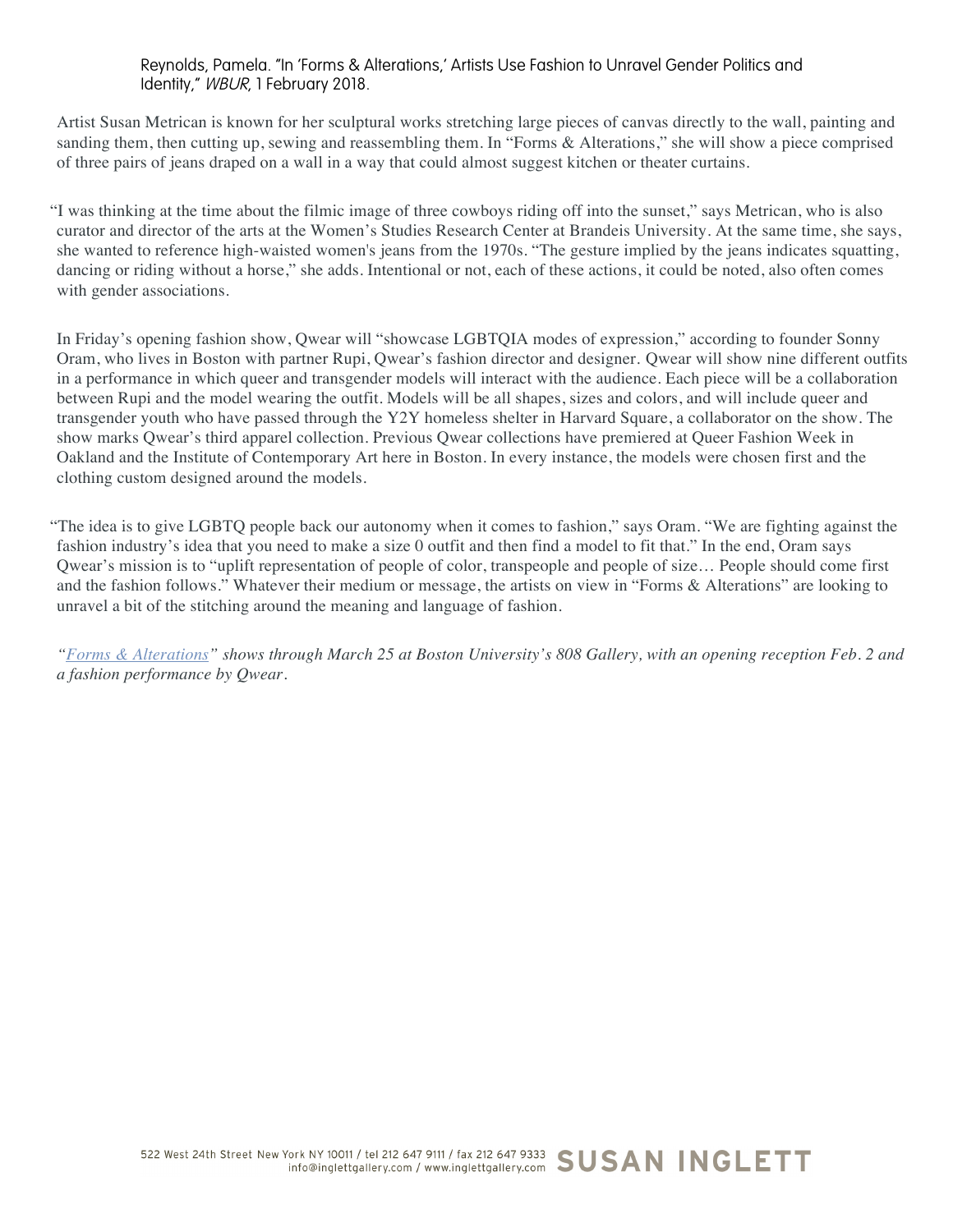Reynolds, Pamela. "In 'Forms & Alterations,' Artists Use Fashion to Unravel Gender Politics and Identity," *WBUR*, 1 February 2018.

Artist Susan Metrican is known for her sculptural works stretching large pieces of canvas directly to the wall, painting and sanding them, then cutting up, sewing and reassembling them. In "Forms & Alterations," she will show a piece comprised of three pairs of jeans draped on a wall in a way that could almost suggest kitchen or theater curtains.

"I was thinking at the time about the filmic image of three cowboys riding off into the sunset," says Metrican, who is also curator and director of the arts at the Women's Studies Research Center at Brandeis University. At the same time, she says, she wanted to reference high-waisted women's jeans from the 1970s. "The gesture implied by the jeans indicates squatting, dancing or riding without a horse," she adds. Intentional or not, each of these actions, it could be noted, also often comes with gender associations.

In Friday's opening fashion show, Qwear will "showcase LGBTQIA modes of expression," according to founder Sonny Oram, who lives in Boston with partner Rupi, Qwear's fashion director and designer. Qwear will show nine different outfits in a performance in which queer and transgender models will interact with the audience. Each piece will be a collaboration between Rupi and the model wearing the outfit. Models will be all shapes, sizes and colors, and will include queer and transgender youth who have passed through the Y2Y homeless shelter in Harvard Square, a collaborator on the show. The show marks Qwear's third apparel collection. Previous Qwear collections have premiered at Queer Fashion Week in Oakland and the Institute of Contemporary Art here in Boston. In every instance, the models were chosen first and the clothing custom designed around the models.

"The idea is to give LGBTQ people back our autonomy when it comes to fashion," says Oram. "We are fighting against the fashion industry's idea that you need to make a size 0 outfit and then find a model to fit that." In the end, Oram says Qwear's mission is to "uplift representation of people of color, transpeople and people of size… People should come first and the fashion follows." Whatever their medium or message, the artists on view in "Forms & Alterations" are looking to unravel a bit of the stitching around the meaning and language of fashion.

*"Forms & Alterations" shows through March 25 at Boston University's 808 Gallery, with an opening reception Feb. 2 and a fashion performance by Qwear.*